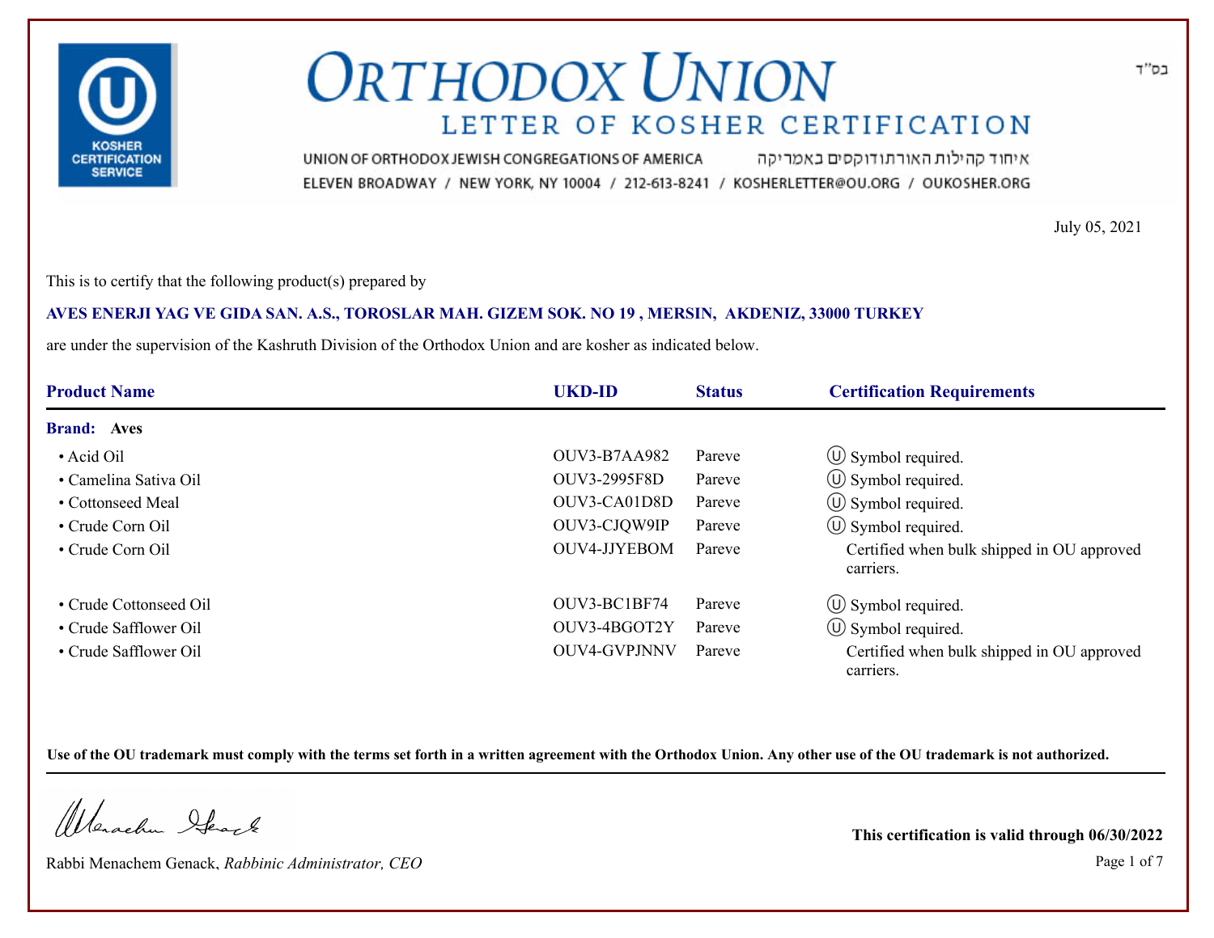בס"ד

# ORTHODOX UNION

## LETTER OF KOSHER CERTIFICATION

UNION OF ORTHODOX JEWISH CONGREGATIONS OF AMERICA איחוד קהילות האורתודוקסים באמריקה

ELEVEN BROADWAY / NEW YORK, NY 10004 / 212-613-8241 / KOSHERLETTER@OU.ORG / OUKOSHER.ORG

July 05, 2021

This is to certify that the following product(s) prepared by

**AVES ENERJI YAG VE GIDA SAN. A.S., TOROSLAR MAH. GIZEM SOK. NO 19 , MERSIN, AKDENIZ, 33000 TURKEY**

are under the supervision of the Kashruth Division of the Orthodox Union and are kosher as indicated below.

| Product Name | UKD-ID | Status | Certification Requirements |
|---|---|---|---|
| **Brand: Aves** | | | |
| • Acid Oil | OUV3-B7AA982 | Pareve | Ⓤ Symbol required. |
| • Camelina Sativa Oil | OUV3-2995F8D | Pareve | Ⓤ Symbol required. |
| • Cottonseed Meal | OUV3-CA01D8D | Pareve | Ⓤ Symbol required. |
| • Crude Corn Oil | OUV3-CJQW9IP | Pareve | Ⓤ Symbol required. |
| • Crude Corn Oil | OUV4-JJYEBOM | Pareve | Certified when bulk shipped in OU approved carriers. |
| • Crude Cottonseed Oil | OUV3-BC1BF74 | Pareve | Ⓤ Symbol required. |
| • Crude Safflower Oil | OUV3-4BGOT2Y | Pareve | Ⓤ Symbol required. |
| • Crude Safflower Oil | OUV4-GVPJNNV | Pareve | Certified when bulk shipped in OU approved carriers. |

**Use of the OU trademark must comply with the terms set forth in a written agreement with the Orthodox Union. Any other use of the OU trademark is not authorized.**

Rabbi Menachem Genack, *Rabbinic Administrator, CEO*

**This certification is valid through 06/30/2022**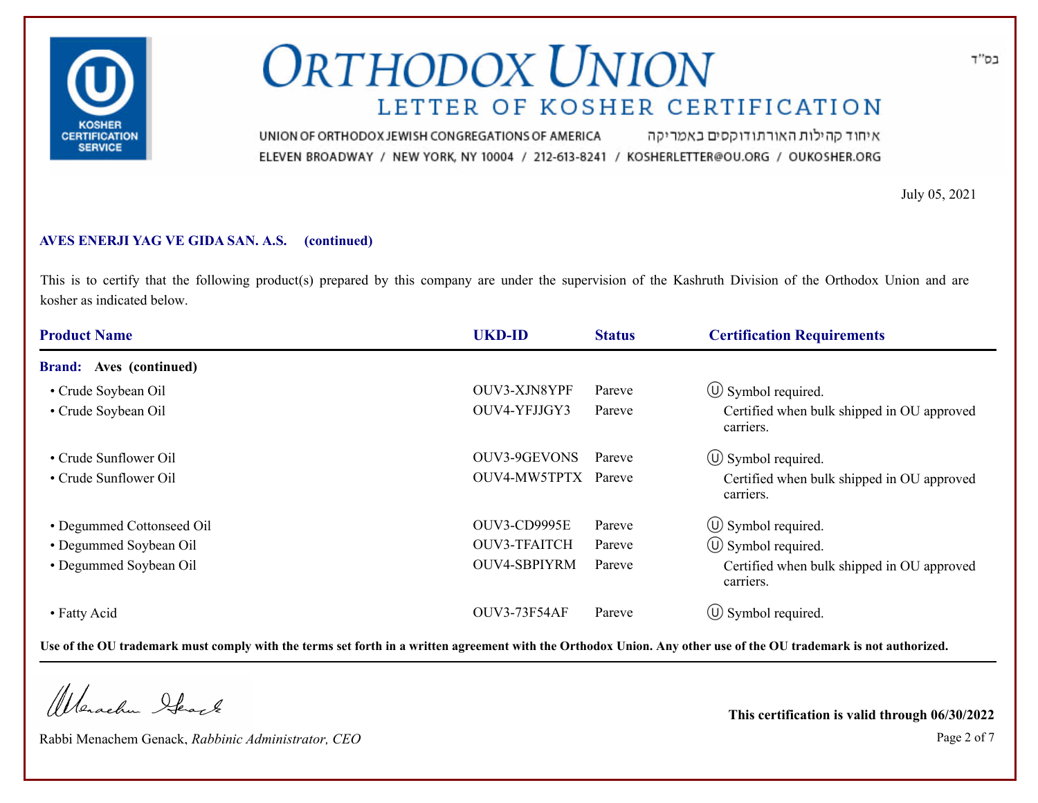# ORTHODOX UNION

## LETTER OF KOSHER CERTIFICATION

UNION OF ORTHODOX JEWISH CONGREGATIONS OF AMERICA איחוד קהילות האורתודוקסים באמריקה
ELEVEN BROADWAY / NEW YORK, NY 10004 / 212-613-8241 / KOSHERLETTER@OU.ORG / OUKOSHER.ORG

בס"ד

July 05, 2021

**AVES ENERJI YAG VE GIDA SAN. A.S. (continued)**

This is to certify that the following product(s) prepared by this company are under the supervision of the Kashruth Division of the Orthodox Union and are kosher as indicated below.

| Product Name | UKD-ID | Status | Certification Requirements |
|---|---|---|---|
| **Brand: Aves (continued)** | | | |
| • Crude Soybean Oil | OUV3-XJN8YPF | Pareve | Ⓤ Symbol required. |
| • Crude Soybean Oil | OUV4-YFJJGY3 | Pareve | Certified when bulk shipped in OU approved carriers. |
| • Crude Sunflower Oil | OUV3-9GEVONS | Pareve | Ⓤ Symbol required. |
| • Crude Sunflower Oil | OUV4-MW5TPTX | Pareve | Certified when bulk shipped in OU approved carriers. |
| • Degummed Cottonseed Oil | OUV3-CD9995E | Pareve | Ⓤ Symbol required. |
| • Degummed Soybean Oil | OUV3-TFAITCH | Pareve | Ⓤ Symbol required. |
| • Degummed Soybean Oil | OUV4-SBPIYRM | Pareve | Certified when bulk shipped in OU approved carriers. |
| • Fatty Acid | OUV3-73F54AF | Pareve | Ⓤ Symbol required. |

**Use of the OU trademark must comply with the terms set forth in a written agreement with the Orthodox Union. Any other use of the OU trademark is not authorized.**

Rabbi Menachem Genack, *Rabbinic Administrator, CEO*

**This certification is valid through 06/30/2022**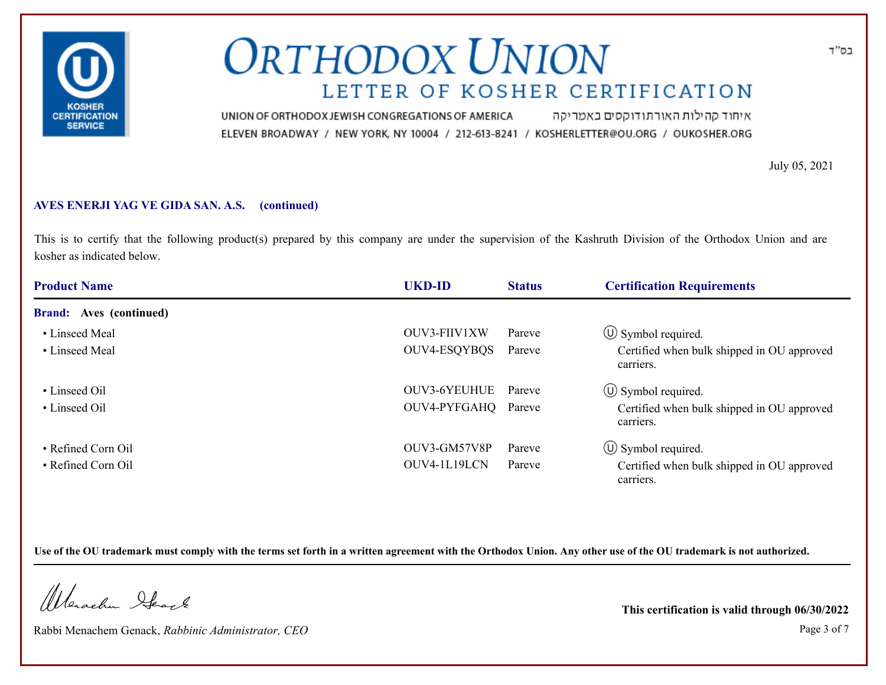# ORTHODOX UNION

## LETTER OF KOSHER CERTIFICATION

UNION OF ORTHODOX JEWISH CONGREGATIONS OF AMERICA איחוד קהילות האורתודוקסים באמריקה
ELEVEN BROADWAY / NEW YORK, NY 10004 / 212-613-8241 / KOSHERLETTER@OU.ORG / OUKOSHER.ORG

בס"ד

July 05, 2021

**AVES ENERJI YAG VE GIDA SAN. A.S. (continued)**

This is to certify that the following product(s) prepared by this company are under the supervision of the Kashruth Division of the Orthodox Union and are kosher as indicated below.

| Product Name | UKD-ID | Status | Certification Requirements |
|---|---|---|---|
| **Brand: Aves (continued)** | | | |
| • Linseed Meal | OUV3-FIIV1XW | Pareve | Ⓤ Symbol required. |
| • Linseed Meal | OUV4-ESQYBQS | Pareve | Certified when bulk shipped in OU approved carriers. |
| • Linseed Oil | OUV3-6YEUHUE | Pareve | Ⓤ Symbol required. |
| • Linseed Oil | OUV4-PYFGAHQ | Pareve | Certified when bulk shipped in OU approved carriers. |
| • Refined Corn Oil | OUV3-GM57V8P | Pareve | Ⓤ Symbol required. |
| • Refined Corn Oil | OUV4-1L19LCN | Pareve | Certified when bulk shipped in OU approved carriers. |

**Use of the OU trademark must comply with the terms set forth in a written agreement with the Orthodox Union. Any other use of the OU trademark is not authorized.**

Rabbi Menachem Genack, *Rabbinic Administrator, CEO*

**This certification is valid through 06/30/2022**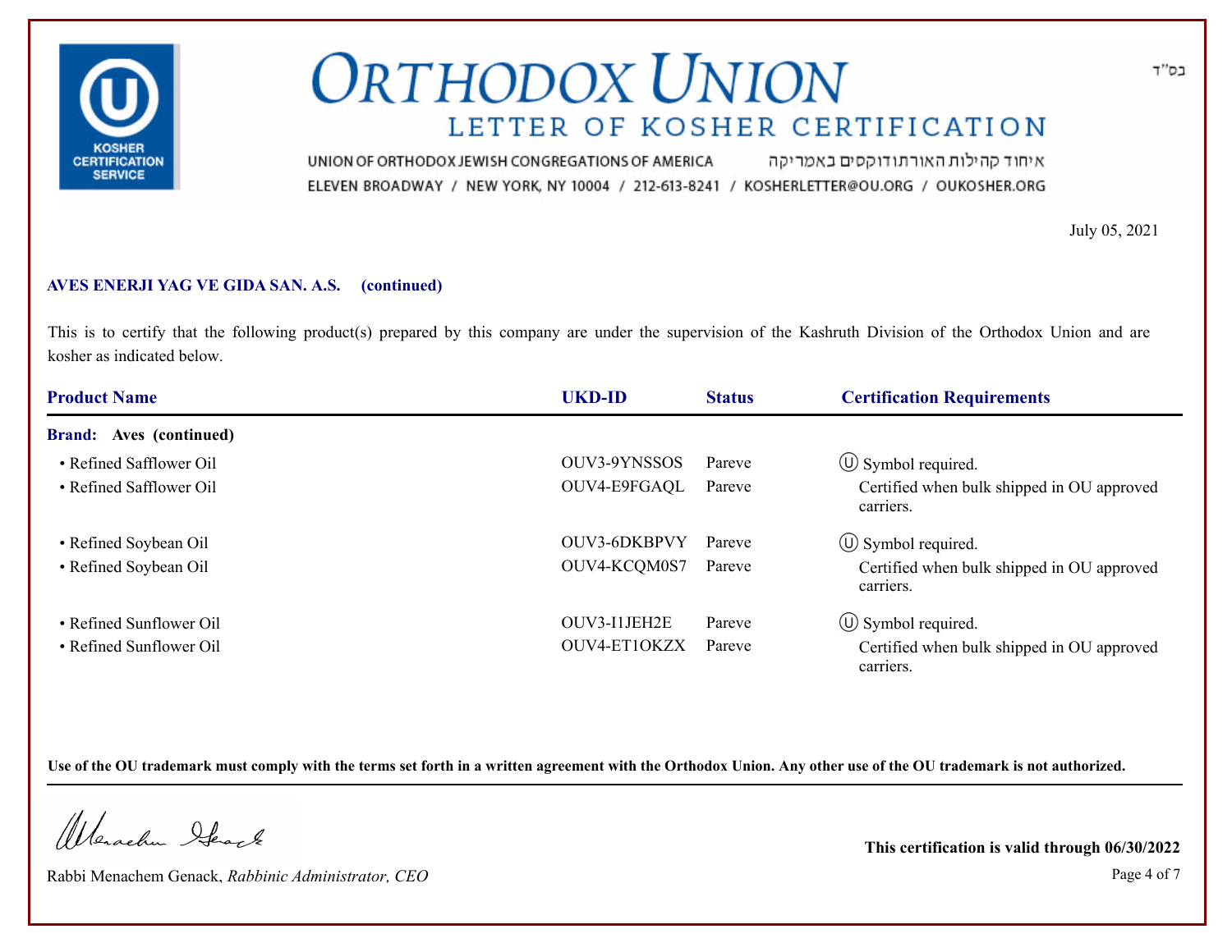# ORTHODOX UNION

## LETTER OF KOSHER CERTIFICATION

UNION OF ORTHODOX JEWISH CONGREGATIONS OF AMERICA איחוד קהילות האורתודוקסים באמריקה

ELEVEN BROADWAY / NEW YORK, NY 10004 / 212-613-8241 / KOSHERLETTER@OU.ORG / OUKOSHER.ORG

בס"ד

July 05, 2021

**AVES ENERJI YAG VE GIDA SAN. A.S. (continued)**

This is to certify that the following product(s) prepared by this company are under the supervision of the Kashruth Division of the Orthodox Union and are kosher as indicated below.

| Product Name | UKD-ID | Status | Certification Requirements |
|---|---|---|---|
| **Brand: Aves (continued)** | | | |
| • Refined Safflower Oil | OUV3-9YNSSOS | Pareve | Ⓤ Symbol required. |
| • Refined Safflower Oil | OUV4-E9FGAQL | Pareve | Certified when bulk shipped in OU approved carriers. |
| • Refined Soybean Oil | OUV3-6DKBPVY | Pareve | Ⓤ Symbol required. |
| • Refined Soybean Oil | OUV4-KCQM0S7 | Pareve | Certified when bulk shipped in OU approved carriers. |
| • Refined Sunflower Oil | OUV3-I1JEH2E | Pareve | Ⓤ Symbol required. |
| • Refined Sunflower Oil | OUV4-ET1OKZX | Pareve | Certified when bulk shipped in OU approved carriers. |

**Use of the OU trademark must comply with the terms set forth in a written agreement with the Orthodox Union. Any other use of the OU trademark is not authorized.**

Rabbi Menachem Genack, *Rabbinic Administrator, CEO*

**This certification is valid through 06/30/2022**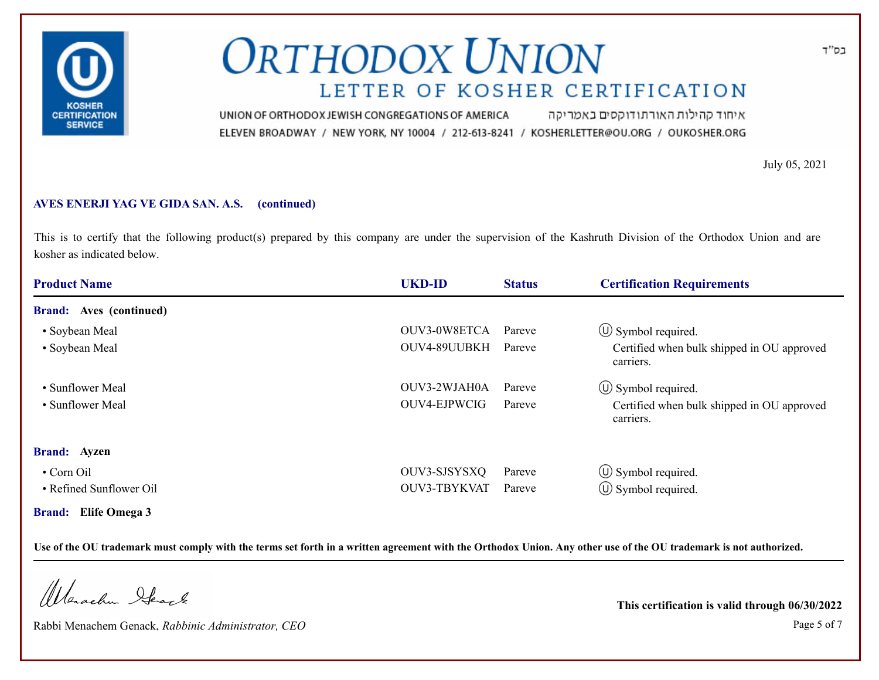# ORTHODOX UNION

## LETTER OF KOSHER CERTIFICATION

UNION OF ORTHODOX JEWISH CONGREGATIONS OF AMERICA איחוד קהילות האורתודוקסים באמריקה

ELEVEN BROADWAY / NEW YORK, NY 10004 / 212-613-8241 / KOSHERLETTER@OU.ORG / OUKOSHER.ORG

בס"ד

July 05, 2021

**AVES ENERJI YAG VE GIDA SAN. A.S. (continued)**

This is to certify that the following product(s) prepared by this company are under the supervision of the Kashruth Division of the Orthodox Union and are kosher as indicated below.

| Product Name | UKD-ID | Status | Certification Requirements |
|---|---|---|---|
| **Brand: Aves (continued)** | | | |
| • Soybean Meal | OUV3-0W8ETCA | Pareve | Ⓤ Symbol required. |
| • Soybean Meal | OUV4-89UUBKH | Pareve | Certified when bulk shipped in OU approved carriers. |
| • Sunflower Meal | OUV3-2WJAH0A | Pareve | Ⓤ Symbol required. |
| • Sunflower Meal | OUV4-EJPWCIG | Pareve | Certified when bulk shipped in OU approved carriers. |
| **Brand: Ayzen** | | | |
| • Corn Oil | OUV3-SJSYSXQ | Pareve | Ⓤ Symbol required. |
| • Refined Sunflower Oil | OUV3-TBYKVAT | Pareve | Ⓤ Symbol required. |
| **Brand: Elife Omega 3** | | | |

**Use of the OU trademark must comply with the terms set forth in a written agreement with the Orthodox Union. Any other use of the OU trademark is not authorized.**

Rabbi Menachem Genack, *Rabbinic Administrator, CEO*

**This certification is valid through 06/30/2022**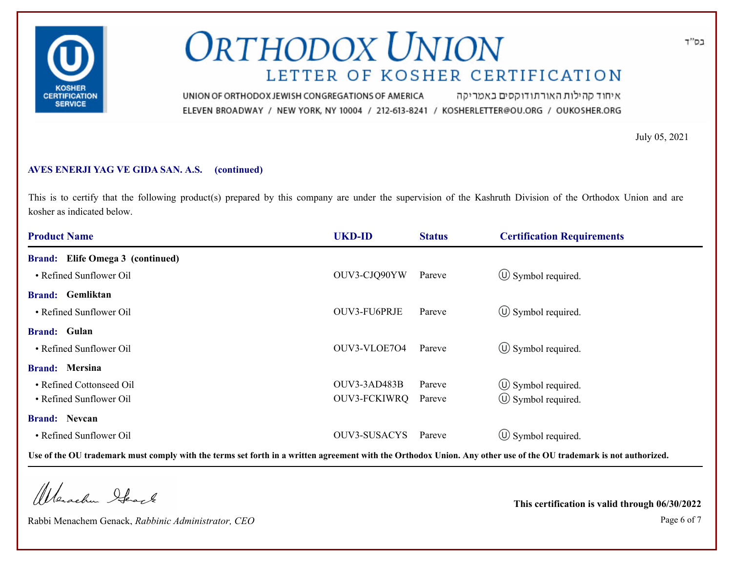# ORTHODOX UNION

## LETTER OF KOSHER CERTIFICATION

UNION OF ORTHODOX JEWISH CONGREGATIONS OF AMERICA איחוד קהילות האורתודוקסים באמריקה

ELEVEN BROADWAY / NEW YORK, NY 10004 / 212-613-8241 / KOSHERLETTER@OU.ORG / OUKOSHER.ORG

בס"ד

July 05, 2021

**AVES ENERJI YAG VE GIDA SAN. A.S. (continued)**

This is to certify that the following product(s) prepared by this company are under the supervision of the Kashruth Division of the Orthodox Union and are kosher as indicated below.

| Product Name | UKD-ID | Status | Certification Requirements |
|---|---|---|---|
| **Brand: Elife Omega 3 (continued)** | | | |
| • Refined Sunflower Oil | OUV3-CJQ90YW | Pareve | Ⓤ Symbol required. |
| **Brand: Gemliktan** | | | |
| • Refined Sunflower Oil | OUV3-FU6PRJE | Pareve | Ⓤ Symbol required. |
| **Brand: Gulan** | | | |
| • Refined Sunflower Oil | OUV3-VLOE7O4 | Pareve | Ⓤ Symbol required. |
| **Brand: Mersina** | | | |
| • Refined Cottonseed Oil | OUV3-3AD483B | Pareve | Ⓤ Symbol required. |
| • Refined Sunflower Oil | OUV3-FCKIWRQ | Pareve | Ⓤ Symbol required. |
| **Brand: Nevcan** | | | |
| • Refined Sunflower Oil | OUV3-SUSACYS | Pareve | Ⓤ Symbol required. |

**Use of the OU trademark must comply with the terms set forth in a written agreement with the Orthodox Union. Any other use of the OU trademark is not authorized.**

Rabbi Menachem Genack, *Rabbinic Administrator, CEO*

**This certification is valid through 06/30/2022**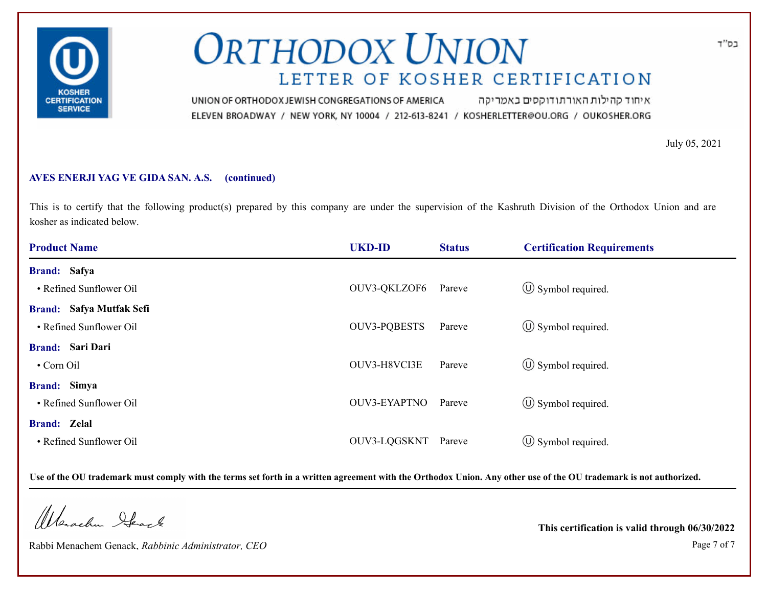בס"ד

# ORTHODOX UNION

## LETTER OF KOSHER CERTIFICATION

UNION OF ORTHODOX JEWISH CONGREGATIONS OF AMERICA איחוד קהילות האורתודוקסים באמריקה
ELEVEN BROADWAY / NEW YORK, NY 10004 / 212-613-8241 / KOSHERLETTER@OU.ORG / OUKOSHER.ORG

July 05, 2021

**AVES ENERJI YAG VE GIDA SAN. A.S. (continued)**

This is to certify that the following product(s) prepared by this company are under the supervision of the Kashruth Division of the Orthodox Union and are kosher as indicated below.

| Product Name | UKD-ID | Status | Certification Requirements |
|---|---|---|---|
| **Brand: Safya** | | | |
| • Refined Sunflower Oil | OUV3-QKLZOF6 | Pareve | Ⓤ Symbol required. |
| **Brand: Safya Mutfak Sefi** | | | |
| • Refined Sunflower Oil | OUV3-PQBESTS | Pareve | Ⓤ Symbol required. |
| **Brand: Sari Dari** | | | |
| • Corn Oil | OUV3-H8VCI3E | Pareve | Ⓤ Symbol required. |
| **Brand: Simya** | | | |
| • Refined Sunflower Oil | OUV3-EYAPTNO | Pareve | Ⓤ Symbol required. |
| **Brand: Zelal** | | | |
| • Refined Sunflower Oil | OUV3-LQGSKNT | Pareve | Ⓤ Symbol required. |

**Use of the OU trademark must comply with the terms set forth in a written agreement with the Orthodox Union. Any other use of the OU trademark is not authorized.**

Rabbi Menachem Genack, *Rabbinic Administrator, CEO*

**This certification is valid through 06/30/2022**